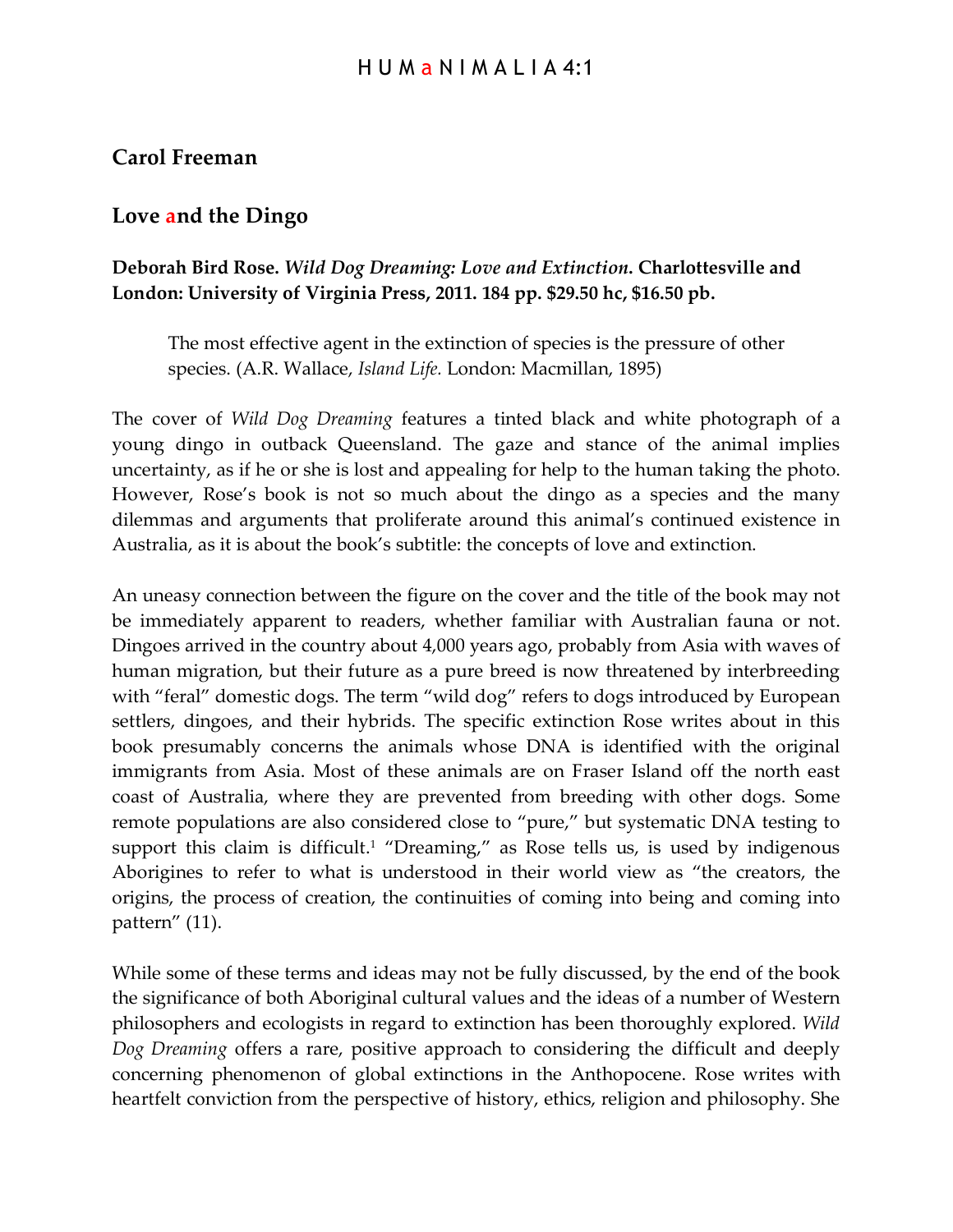## Carol Freeman

## Love and the Dingo

**Deborah Bird Rose. *Wild Dog Dreaming: Love and Extinction*. Charlottesville and London: University of Virginia Press, 2011. 184 pp. $29.50 hc, $16.50 pb.**

> The most effective agent in the extinction of species is the pressure of other species. (A.R. Wallace, *Island Life*. London: Macmillan, 1895)

The cover of *Wild Dog Dreaming* features a tinted black and white photograph of a young dingo in outback Queensland. The gaze and stance of the animal implies uncertainty, as if he or she is lost and appealing for help to the human taking the photo. However, Rose's book is not so much about the dingo as a species and the many dilemmas and arguments that proliferate around this animal's continued existence in Australia, as it is about the book's subtitle: the concepts of love and extinction.

An uneasy connection between the figure on the cover and the title of the book may not be immediately apparent to readers, whether familiar with Australian fauna or not. Dingoes arrived in the country about 4,000 years ago, probably from Asia with waves of human migration, but their future as a pure breed is now threatened by interbreeding with "feral" domestic dogs. The term "wild dog" refers to dogs introduced by European settlers, dingoes, and their hybrids. The specific extinction Rose writes about in this book presumably concerns the animals whose DNA is identified with the original immigrants from Asia. Most of these animals are on Fraser Island off the north east coast of Australia, where they are prevented from breeding with other dogs. Some remote populations are also considered close to "pure," but systematic DNA testing to support this claim is difficult.[1] "Dreaming," as Rose tells us, is used by indigenous Aborigines to refer to what is understood in their world view as "the creators, the origins, the process of creation, the continuities of coming into being and coming into pattern" (11).

While some of these terms and ideas may not be fully discussed, by the end of the book the significance of both Aboriginal cultural values and the ideas of a number of Western philosophers and ecologists in regard to extinction has been thoroughly explored. *Wild Dog Dreaming* offers a rare, positive approach to considering the difficult and deeply concerning phenomenon of global extinctions in the Anthopocene. Rose writes with heartfelt conviction from the perspective of history, ethics, religion and philosophy. She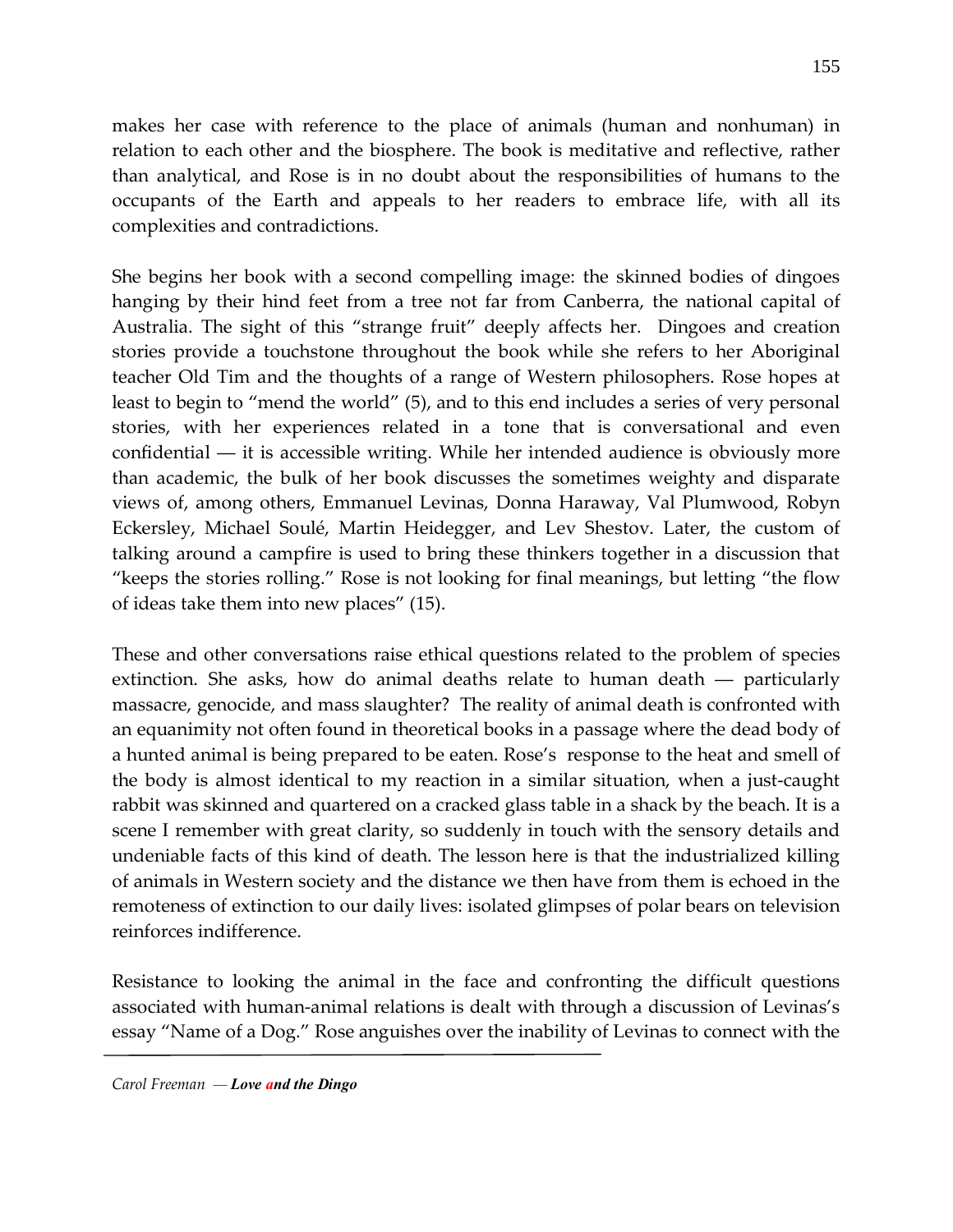makes her case with reference to the place of animals (human and nonhuman) in relation to each other and the biosphere. The book is meditative and reflective, rather than analytical, and Rose is in no doubt about the responsibilities of humans to the occupants of the Earth and appeals to her readers to embrace life, with all its complexities and contradictions.

She begins her book with a second compelling image: the skinned bodies of dingoes hanging by their hind feet from a tree not far from Canberra, the national capital of Australia. The sight of this "strange fruit" deeply affects her. Dingoes and creation stories provide a touchstone throughout the book while she refers to her Aboriginal teacher Old Tim and the thoughts of a range of Western philosophers. Rose hopes at least to begin to "mend the world" (5), and to this end includes a series of very personal stories, with her experiences related in a tone that is conversational and even confidential — it is accessible writing. While her intended audience is obviously more than academic, the bulk of her book discusses the sometimes weighty and disparate views of, among others, Emmanuel Levinas, Donna Haraway, Val Plumwood, Robyn Eckersley, Michael Soulé, Martin Heidegger, and Lev Shestov. Later, the custom of talking around a campfire is used to bring these thinkers together in a discussion that "keeps the stories rolling." Rose is not looking for final meanings, but letting "the flow of ideas take them into new places" (15).

These and other conversations raise ethical questions related to the problem of species extinction. She asks, how do animal deaths relate to human death — particularly massacre, genocide, and mass slaughter? The reality of animal death is confronted with an equanimity not often found in theoretical books in a passage where the dead body of a hunted animal is being prepared to be eaten. Rose's response to the heat and smell of the body is almost identical to my reaction in a similar situation, when a just-caught rabbit was skinned and quartered on a cracked glass table in a shack by the beach. It is a scene I remember with great clarity, so suddenly in touch with the sensory details and undeniable facts of this kind of death. The lesson here is that the industrialized killing of animals in Western society and the distance we then have from them is echoed in the remoteness of extinction to our daily lives: isolated glimpses of polar bears on television reinforces indifference.

Resistance to looking the animal in the face and confronting the difficult questions associated with human-animal relations is dealt with through a discussion of Levinas's essay "Name of a Dog." Rose anguishes over the inability of Levinas to connect with the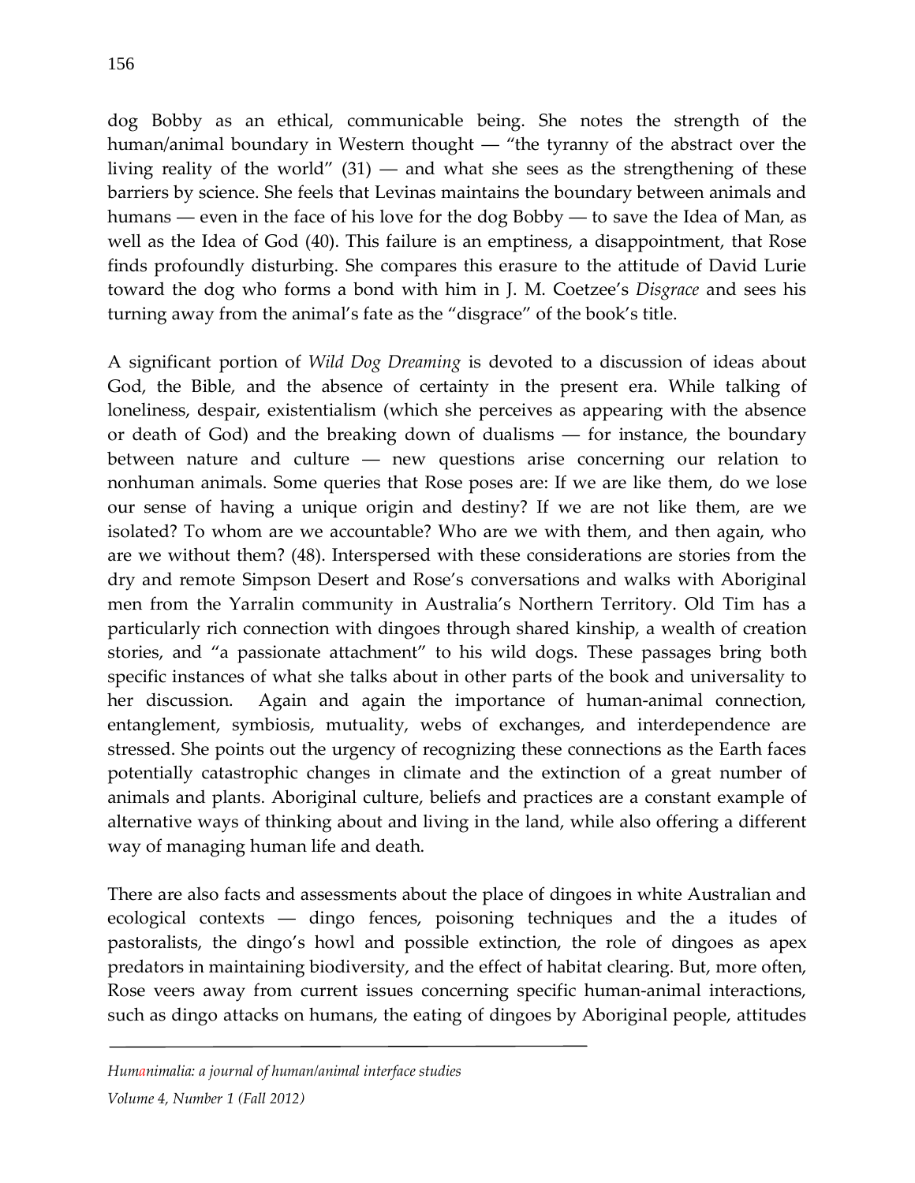dog Bobby as an ethical, communicable being. She notes the strength of the human/animal boundary in Western thought — "the tyranny of the abstract over the living reality of the world" (31) — and what she sees as the strengthening of these barriers by science. She feels that Levinas maintains the boundary between animals and humans — even in the face of his love for the dog Bobby — to save the Idea of Man, as well as the Idea of God (40). This failure is an emptiness, a disappointment, that Rose finds profoundly disturbing. She compares this erasure to the attitude of David Lurie toward the dog who forms a bond with him in J. M. Coetzee's *Disgrace* and sees his turning away from the animal's fate as the "disgrace" of the book's title.

A significant portion of *Wild Dog Dreaming* is devoted to a discussion of ideas about God, the Bible, and the absence of certainty in the present era. While talking of loneliness, despair, existentialism (which she perceives as appearing with the absence or death of God) and the breaking down of dualisms — for instance, the boundary between nature and culture — new questions arise concerning our relation to nonhuman animals. Some queries that Rose poses are: If we are like them, do we lose our sense of having a unique origin and destiny? If we are not like them, are we isolated? To whom are we accountable? Who are we with them, and then again, who are we without them? (48). Interspersed with these considerations are stories from the dry and remote Simpson Desert and Rose's conversations and walks with Aboriginal men from the Yarralin community in Australia's Northern Territory. Old Tim has a particularly rich connection with dingoes through shared kinship, a wealth of creation stories, and "a passionate attachment" to his wild dogs. These passages bring both specific instances of what she talks about in other parts of the book and universality to her discussion. Again and again the importance of human-animal connection, entanglement, symbiosis, mutuality, webs of exchanges, and interdependence are stressed. She points out the urgency of recognizing these connections as the Earth faces potentially catastrophic changes in climate and the extinction of a great number of animals and plants. Aboriginal culture, beliefs and practices are a constant example of alternative ways of thinking about and living in the land, while also offering a different way of managing human life and death.

There are also facts and assessments about the place of dingoes in white Australian and ecological contexts — dingo fences, poisoning techniques and the a itudes of pastoralists, the dingo's howl and possible extinction, the role of dingoes as apex predators in maintaining biodiversity, and the effect of habitat clearing. But, more often, Rose veers away from current issues concerning specific human-animal interactions, such as dingo attacks on humans, the eating of dingoes by Aboriginal people, attitudes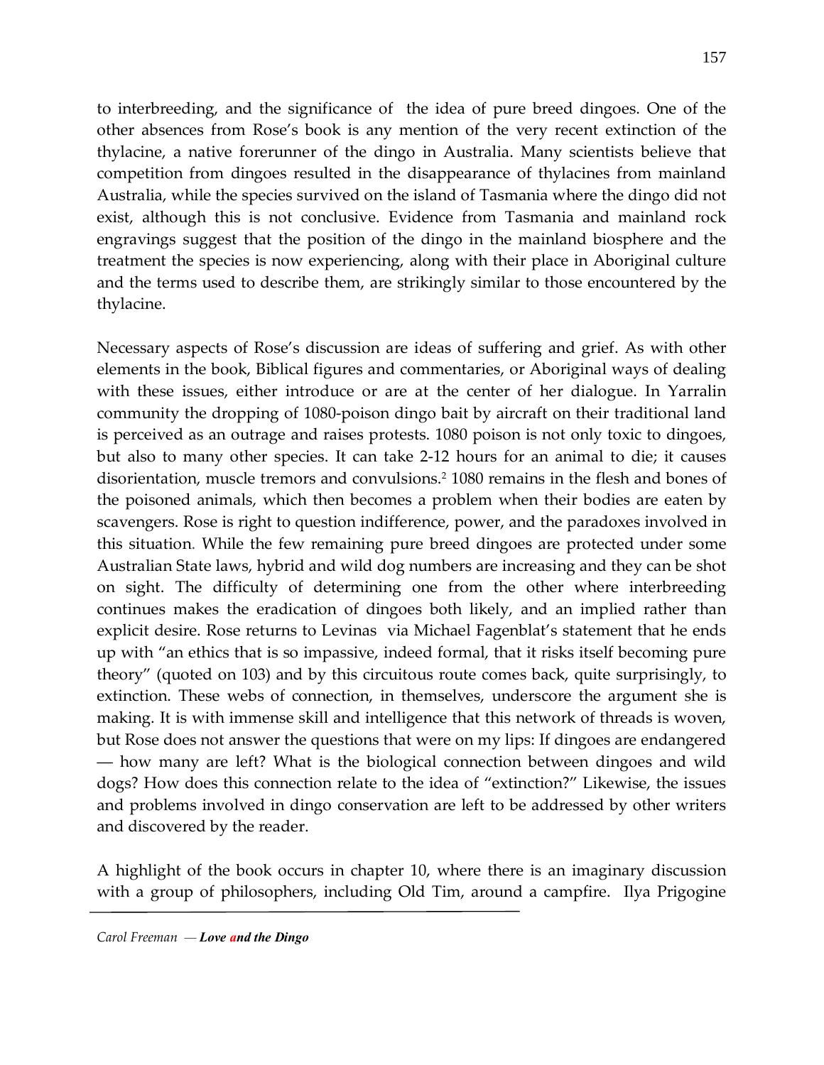to interbreeding, and the significance of the idea of pure breed dingoes. One of the other absences from Rose's book is any mention of the very recent extinction of the thylacine, a native forerunner of the dingo in Australia. Many scientists believe that competition from dingoes resulted in the disappearance of thylacines from mainland Australia, while the species survived on the island of Tasmania where the dingo did not exist, although this is not conclusive. Evidence from Tasmania and mainland rock engravings suggest that the position of the dingo in the mainland biosphere and the treatment the species is now experiencing, along with their place in Aboriginal culture and the terms used to describe them, are strikingly similar to those encountered by the thylacine.

Necessary aspects of Rose's discussion are ideas of suffering and grief. As with other elements in the book, Biblical figures and commentaries, or Aboriginal ways of dealing with these issues, either introduce or are at the center of her dialogue. In Yarralin community the dropping of 1080-poison dingo bait by aircraft on their traditional land is perceived as an outrage and raises protests. 1080 poison is not only toxic to dingoes, but also to many other species. It can take 2-12 hours for an animal to die; it causes disorientation, muscle tremors and convulsions.[2] 1080 remains in the flesh and bones of the poisoned animals, which then becomes a problem when their bodies are eaten by scavengers. Rose is right to question indifference, power, and the paradoxes involved in this situation. While the few remaining pure breed dingoes are protected under some Australian State laws, hybrid and wild dog numbers are increasing and they can be shot on sight. The difficulty of determining one from the other where interbreeding continues makes the eradication of dingoes both likely, and an implied rather than explicit desire. Rose returns to Levinas via Michael Fagenblat's statement that he ends up with "an ethics that is so impassive, indeed formal, that it risks itself becoming pure theory" (quoted on 103) and by this circuitous route comes back, quite surprisingly, to extinction. These webs of connection, in themselves, underscore the argument she is making. It is with immense skill and intelligence that this network of threads is woven, but Rose does not answer the questions that were on my lips: If dingoes are endangered — how many are left? What is the biological connection between dingoes and wild dogs? How does this connection relate to the idea of "extinction?" Likewise, the issues and problems involved in dingo conservation are left to be addressed by other writers and discovered by the reader.

A highlight of the book occurs in chapter 10, where there is an imaginary discussion with a group of philosophers, including Old Tim, around a campfire. Ilya Prigogine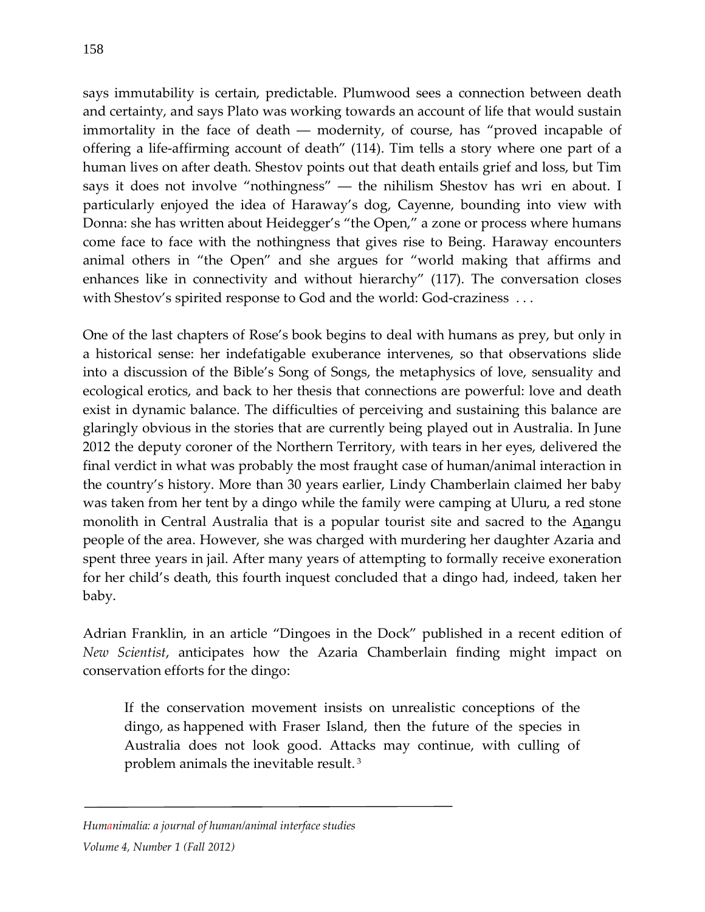says immutability is certain, predictable. Plumwood sees a connection between death and certainty, and says Plato was working towards an account of life that would sustain immortality in the face of death — modernity, of course, has "proved incapable of offering a life-affirming account of death" (114). Tim tells a story where one part of a human lives on after death. Shestov points out that death entails grief and loss, but Tim says it does not involve "nothingness" — the nihilism Shestov has wri en about. I particularly enjoyed the idea of Haraway's dog, Cayenne, bounding into view with Donna: she has written about Heidegger's "the Open," a zone or process where humans come face to face with the nothingness that gives rise to Being. Haraway encounters animal others in "the Open" and she argues for "world making that affirms and enhances like in connectivity and without hierarchy" (117). The conversation closes with Shestov's spirited response to God and the world: God-craziness . . .

One of the last chapters of Rose's book begins to deal with humans as prey, but only in a historical sense: her indefatigable exuberance intervenes, so that observations slide into a discussion of the Bible's Song of Songs, the metaphysics of love, sensuality and ecological erotics, and back to her thesis that connections are powerful: love and death exist in dynamic balance. The difficulties of perceiving and sustaining this balance are glaringly obvious in the stories that are currently being played out in Australia. In June 2012 the deputy coroner of the Northern Territory, with tears in her eyes, delivered the final verdict in what was probably the most fraught case of human/animal interaction in the country's history. More than 30 years earlier, Lindy Chamberlain claimed her baby was taken from her tent by a dingo while the family were camping at Uluru, a red stone monolith in Central Australia that is a popular tourist site and sacred to the Anangu people of the area. However, she was charged with murdering her daughter Azaria and spent three years in jail. After many years of attempting to formally receive exoneration for her child's death, this fourth inquest concluded that a dingo had, indeed, taken her baby.

Adrian Franklin, in an article "Dingoes in the Dock" published in a recent edition of *New Scientist*, anticipates how the Azaria Chamberlain finding might impact on conservation efforts for the dingo:

> If the conservation movement insists on unrealistic conceptions of the dingo, as happened with Fraser Island, then the future of the species in Australia does not look good. Attacks may continue, with culling of problem animals the inevitable result. [3]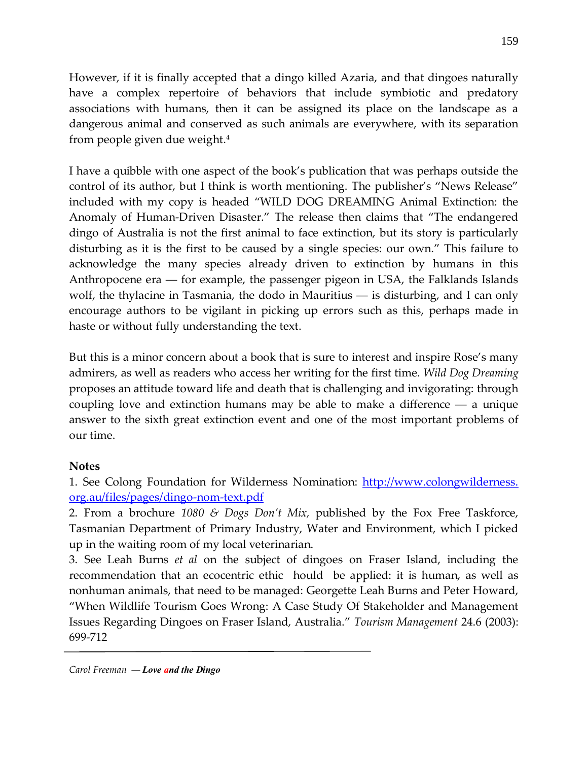However, if it is finally accepted that a dingo killed Azaria, and that dingoes naturally have a complex repertoire of behaviors that include symbiotic and predatory associations with humans, then it can be assigned its place on the landscape as a dangerous animal and conserved as such animals are everywhere, with its separation from people given due weight.[4]

I have a quibble with one aspect of the book's publication that was perhaps outside the control of its author, but I think is worth mentioning. The publisher's "News Release" included with my copy is headed "WILD DOG DREAMING Animal Extinction: the Anomaly of Human-Driven Disaster." The release then claims that "The endangered dingo of Australia is not the first animal to face extinction, but its story is particularly disturbing as it is the first to be caused by a single species: our own." This failure to acknowledge the many species already driven to extinction by humans in this Anthropocene era — for example, the passenger pigeon in USA, the Falklands Islands wolf, the thylacine in Tasmania, the dodo in Mauritius — is disturbing, and I can only encourage authors to be vigilant in picking up errors such as this, perhaps made in haste or without fully understanding the text.

But this is a minor concern about a book that is sure to interest and inspire Rose's many admirers, as well as readers who access her writing for the first time. *Wild Dog Dreaming* proposes an attitude toward life and death that is challenging and invigorating: through coupling love and extinction humans may be able to make a difference — a unique answer to the sixth great extinction event and one of the most important problems of our time.

**Notes**

1. See Colong Foundation for Wilderness Nomination: http://www.colongwilderness.org.au/files/pages/dingo-nom-text.pdf

2. From a brochure *1080 & Dogs Don't Mix,* published by the Fox Free Taskforce, Tasmanian Department of Primary Industry, Water and Environment, which I picked up in the waiting room of my local veterinarian.

3. See Leah Burns *et al* on the subject of dingoes on Fraser Island, including the recommendation that an ecocentric ethic hould be applied: it is human, as well as nonhuman animals, that need to be managed: Georgette Leah Burns and Peter Howard, "When Wildlife Tourism Goes Wrong: A Case Study Of Stakeholder and Management Issues Regarding Dingoes on Fraser Island, Australia." *Tourism Management* 24.6 (2003): 699-712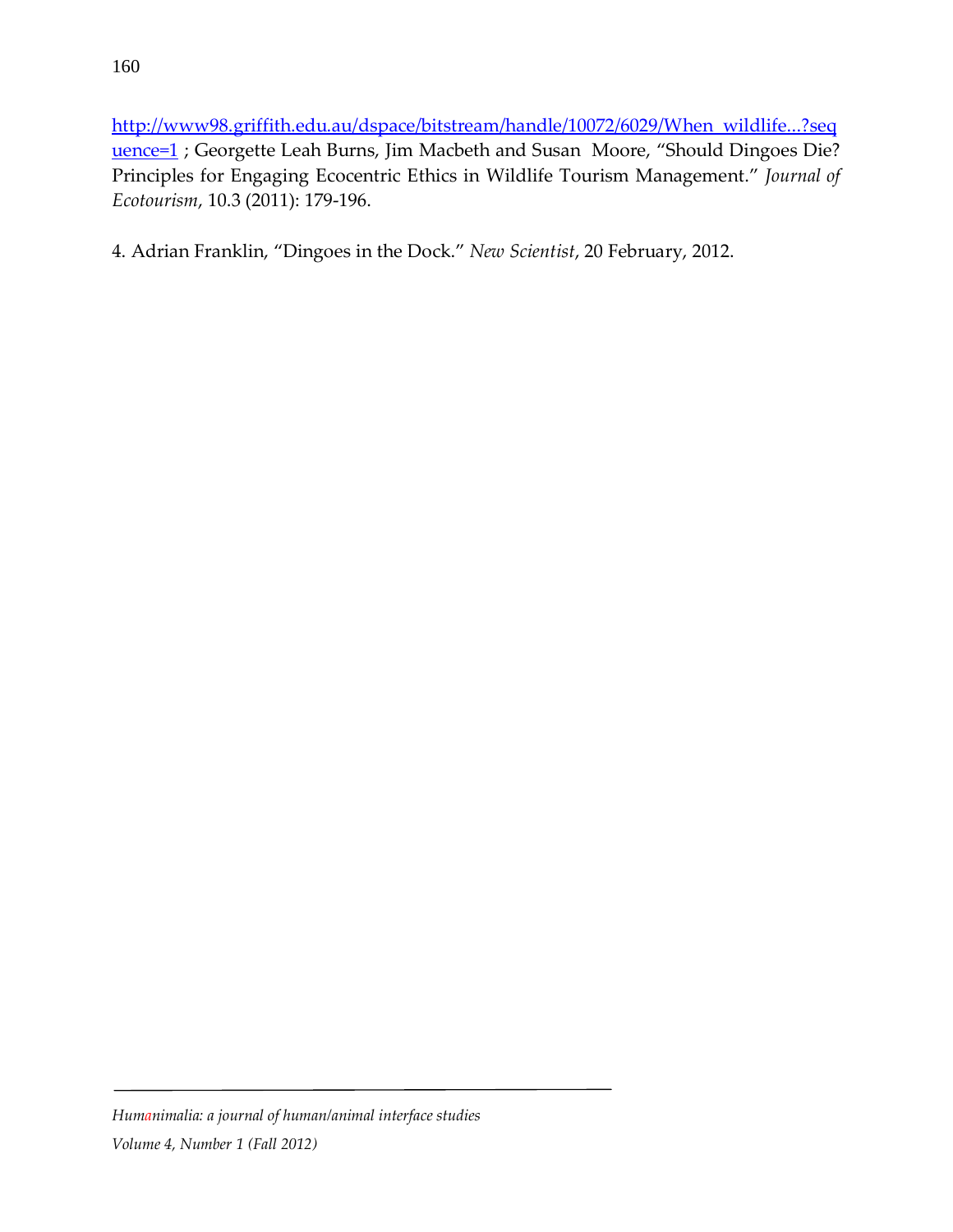http://www98.griffith.edu.au/dspace/bitstream/handle/10072/6029/When_wildlife...?sequence=1 ; Georgette Leah Burns, Jim Macbeth and Susan Moore, "Should Dingoes Die? Principles for Engaging Ecocentric Ethics in Wildlife Tourism Management." *Journal of Ecotourism*, 10.3 (2011): 179-196.

4. Adrian Franklin, "Dingoes in the Dock." *New Scientist*, 20 February, 2012.